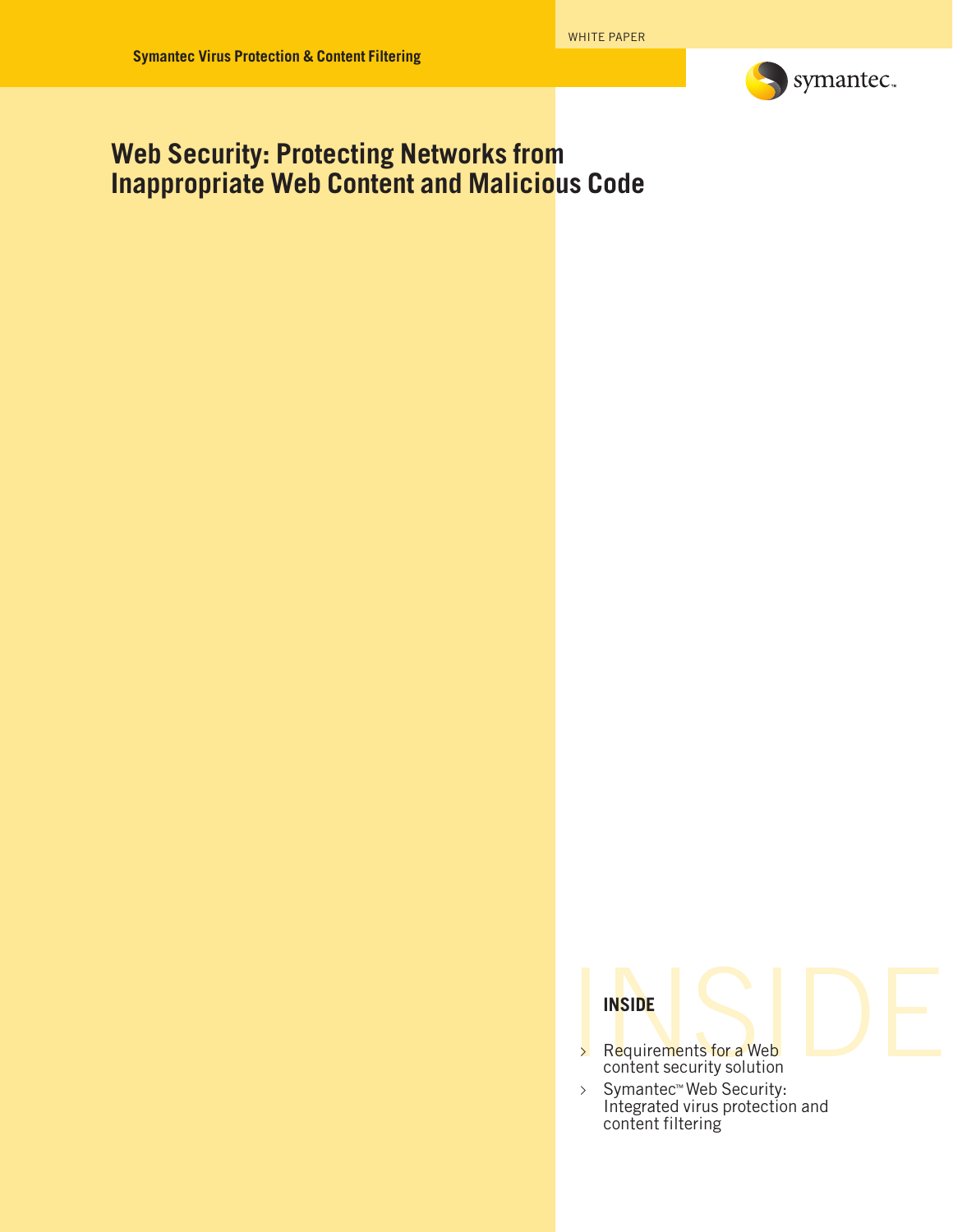WHITE PAPER

Symantec Virus Protection & Content Filtering

# Web Security: Protecting Networks from Inappropriate Web Content and Malicious Code

**INSIDE**

- Requirements for a Web content security solution
- Symantec™ Web Security: Integrated virus protection and content filtering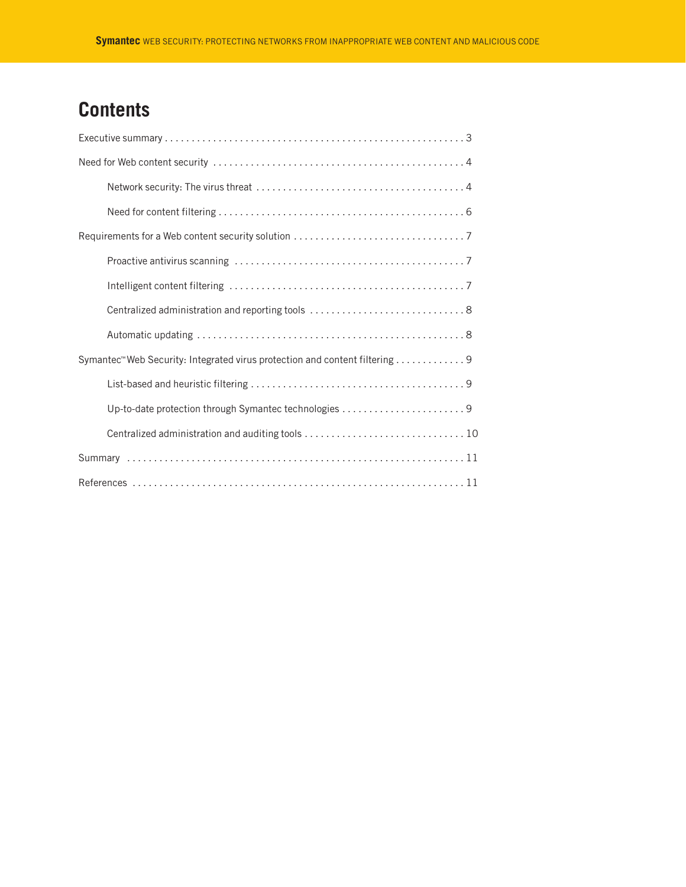# Contents

Executive summary . . . . . . . . . . . . . . . . . . . . . . . . . . . . . . . . . . . . . . . . . . . . . . . . . . . . . . 3

Need for Web content security . . . . . . . . . . . . . . . . . . . . . . . . . . . . . . . . . . . . . . . . . . . . . . 4

- Network security: The virus threat . . . . . . . . . . . . . . . . . . . . . . . . . . . . . . . . . . . . . . 4
- Need for content filtering . . . . . . . . . . . . . . . . . . . . . . . . . . . . . . . . . . . . . . . . . . . . . 6

Requirements for a Web content security solution . . . . . . . . . . . . . . . . . . . . . . . . . . . . . . . 7

- Proactive antivirus scanning . . . . . . . . . . . . . . . . . . . . . . . . . . . . . . . . . . . . . . . . . . 7
- Intelligent content filtering . . . . . . . . . . . . . . . . . . . . . . . . . . . . . . . . . . . . . . . . . . . 7
- Centralized administration and reporting tools . . . . . . . . . . . . . . . . . . . . . . . . . . . . 8
- Automatic updating . . . . . . . . . . . . . . . . . . . . . . . . . . . . . . . . . . . . . . . . . . . . . . . . . 8

Symantec™ Web Security: Integrated virus protection and content filtering . . . . . . . . . . . . . 9

- List-based and heuristic filtering . . . . . . . . . . . . . . . . . . . . . . . . . . . . . . . . . . . . . . . 9
- Up-to-date protection through Symantec technologies . . . . . . . . . . . . . . . . . . . . . . . 9
- Centralized administration and auditing tools . . . . . . . . . . . . . . . . . . . . . . . . . . . . . 10

Summary . . . . . . . . . . . . . . . . . . . . . . . . . . . . . . . . . . . . . . . . . . . . . . . . . . . . . . . . . . . . . 11

References . . . . . . . . . . . . . . . . . . . . . . . . . . . . . . . . . . . . . . . . . . . . . . . . . . . . . . . . . . . 11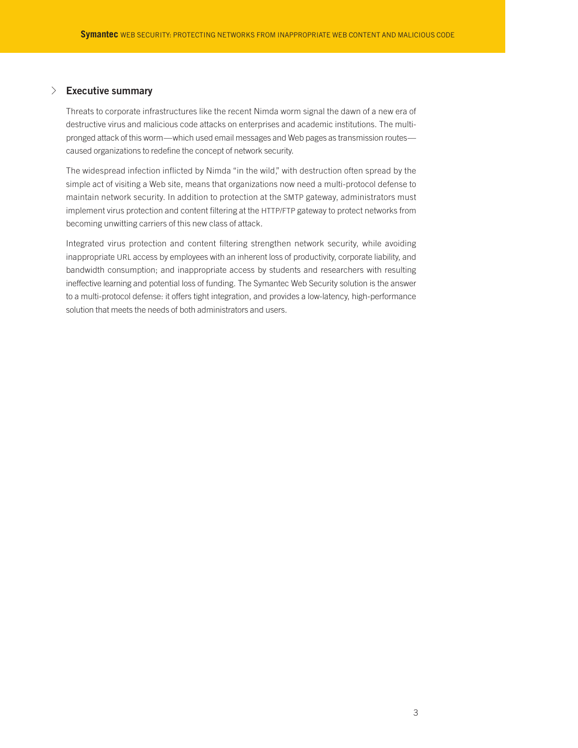## Executive summary

Threats to corporate infrastructures like the recent Nimda worm signal the dawn of a new era of destructive virus and malicious code attacks on enterprises and academic institutions. The multi-pronged attack of this worm—which used email messages and Web pages as transmission routes—caused organizations to redefine the concept of network security.

The widespread infection inflicted by Nimda "in the wild," with destruction often spread by the simple act of visiting a Web site, means that organizations now need a multi-protocol defense to maintain network security. In addition to protection at the SMTP gateway, administrators must implement virus protection and content filtering at the HTTP/FTP gateway to protect networks from becoming unwitting carriers of this new class of attack.

Integrated virus protection and content filtering strengthen network security, while avoiding inappropriate URL access by employees with an inherent loss of productivity, corporate liability, and bandwidth consumption; and inappropriate access by students and researchers with resulting ineffective learning and potential loss of funding. The Symantec Web Security solution is the answer to a multi-protocol defense: it offers tight integration, and provides a low-latency, high-performance solution that meets the needs of both administrators and users.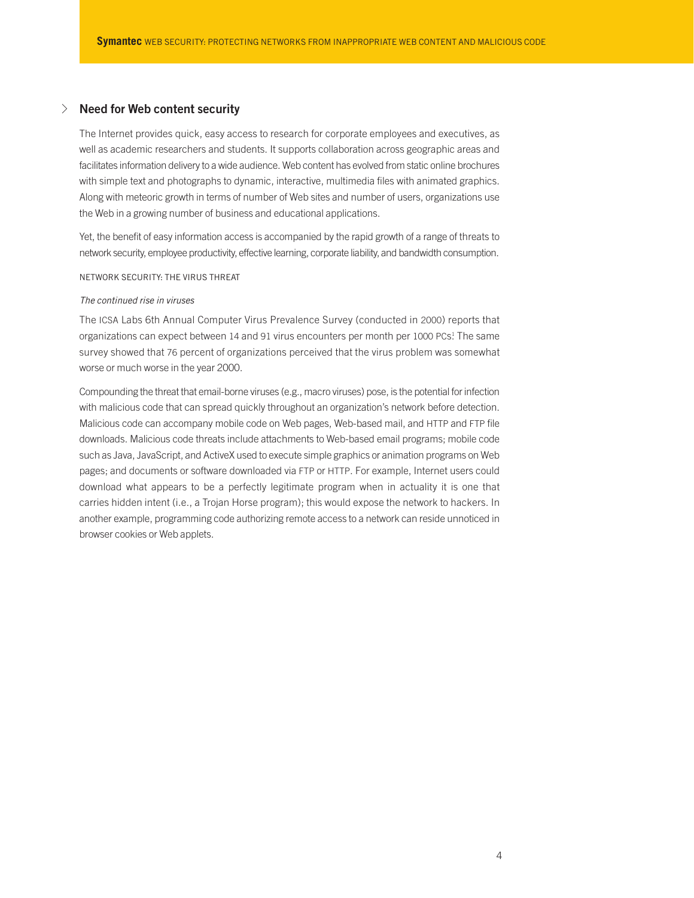## Need for Web content security

The Internet provides quick, easy access to research for corporate employees and executives, as well as academic researchers and students. It supports collaboration across geographic areas and facilitates information delivery to a wide audience. Web content has evolved from static online brochures with simple text and photographs to dynamic, interactive, multimedia files with animated graphics. Along with meteoric growth in terms of number of Web sites and number of users, organizations use the Web in a growing number of business and educational applications.

Yet, the benefit of easy information access is accompanied by the rapid growth of a range of threats to network security, employee productivity, effective learning, corporate liability, and bandwidth consumption.

### NETWORK SECURITY: THE VIRUS THREAT

*The continued rise in viruses*

The ICSA Labs 6th Annual Computer Virus Prevalence Survey (conducted in 2000) reports that organizations can expect between 14 and 91 virus encounters per month per 1000 PCs[1] The same survey showed that 76 percent of organizations perceived that the virus problem was somewhat worse or much worse in the year 2000.

Compounding the threat that email-borne viruses (e.g., macro viruses) pose, is the potential for infection with malicious code that can spread quickly throughout an organization's network before detection. Malicious code can accompany mobile code on Web pages, Web-based mail, and HTTP and FTP file downloads. Malicious code threats include attachments to Web-based email programs; mobile code such as Java, JavaScript, and ActiveX used to execute simple graphics or animation programs on Web pages; and documents or software downloaded via FTP or HTTP. For example, Internet users could download what appears to be a perfectly legitimate program when in actuality it is one that carries hidden intent (i.e., a Trojan Horse program); this would expose the network to hackers. In another example, programming code authorizing remote access to a network can reside unnoticed in browser cookies or Web applets.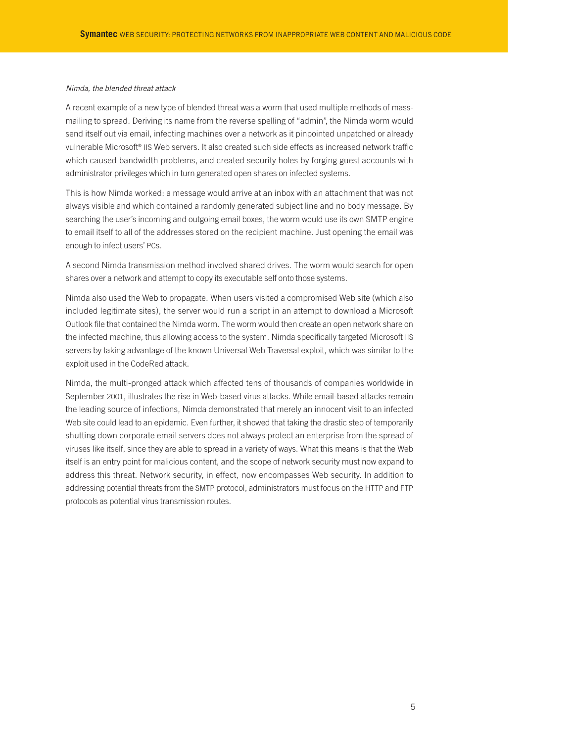*Nimda, the blended threat attack*

A recent example of a new type of blended threat was a worm that used multiple methods of mass-mailing to spread. Deriving its name from the reverse spelling of "admin", the Nimda worm would send itself out via email, infecting machines over a network as it pinpointed unpatched or already vulnerable Microsoft® IIS Web servers. It also created such side effects as increased network traffic which caused bandwidth problems, and created security holes by forging guest accounts with administrator privileges which in turn generated open shares on infected systems.

This is how Nimda worked: a message would arrive at an inbox with an attachment that was not always visible and which contained a randomly generated subject line and no body message. By searching the user's incoming and outgoing email boxes, the worm would use its own SMTP engine to email itself to all of the addresses stored on the recipient machine. Just opening the email was enough to infect users' PCs.

A second Nimda transmission method involved shared drives. The worm would search for open shares over a network and attempt to copy its executable self onto those systems.

Nimda also used the Web to propagate. When users visited a compromised Web site (which also included legitimate sites), the server would run a script in an attempt to download a Microsoft Outlook file that contained the Nimda worm. The worm would then create an open network share on the infected machine, thus allowing access to the system. Nimda specifically targeted Microsoft IIS servers by taking advantage of the known Universal Web Traversal exploit, which was similar to the exploit used in the CodeRed attack.

Nimda, the multi-pronged attack which affected tens of thousands of companies worldwide in September 2001, illustrates the rise in Web-based virus attacks. While email-based attacks remain the leading source of infections, Nimda demonstrated that merely an innocent visit to an infected Web site could lead to an epidemic. Even further, it showed that taking the drastic step of temporarily shutting down corporate email servers does not always protect an enterprise from the spread of viruses like itself, since they are able to spread in a variety of ways. What this means is that the Web itself is an entry point for malicious content, and the scope of network security must now expand to address this threat. Network security, in effect, now encompasses Web security. In addition to addressing potential threats from the SMTP protocol, administrators must focus on the HTTP and FTP protocols as potential virus transmission routes.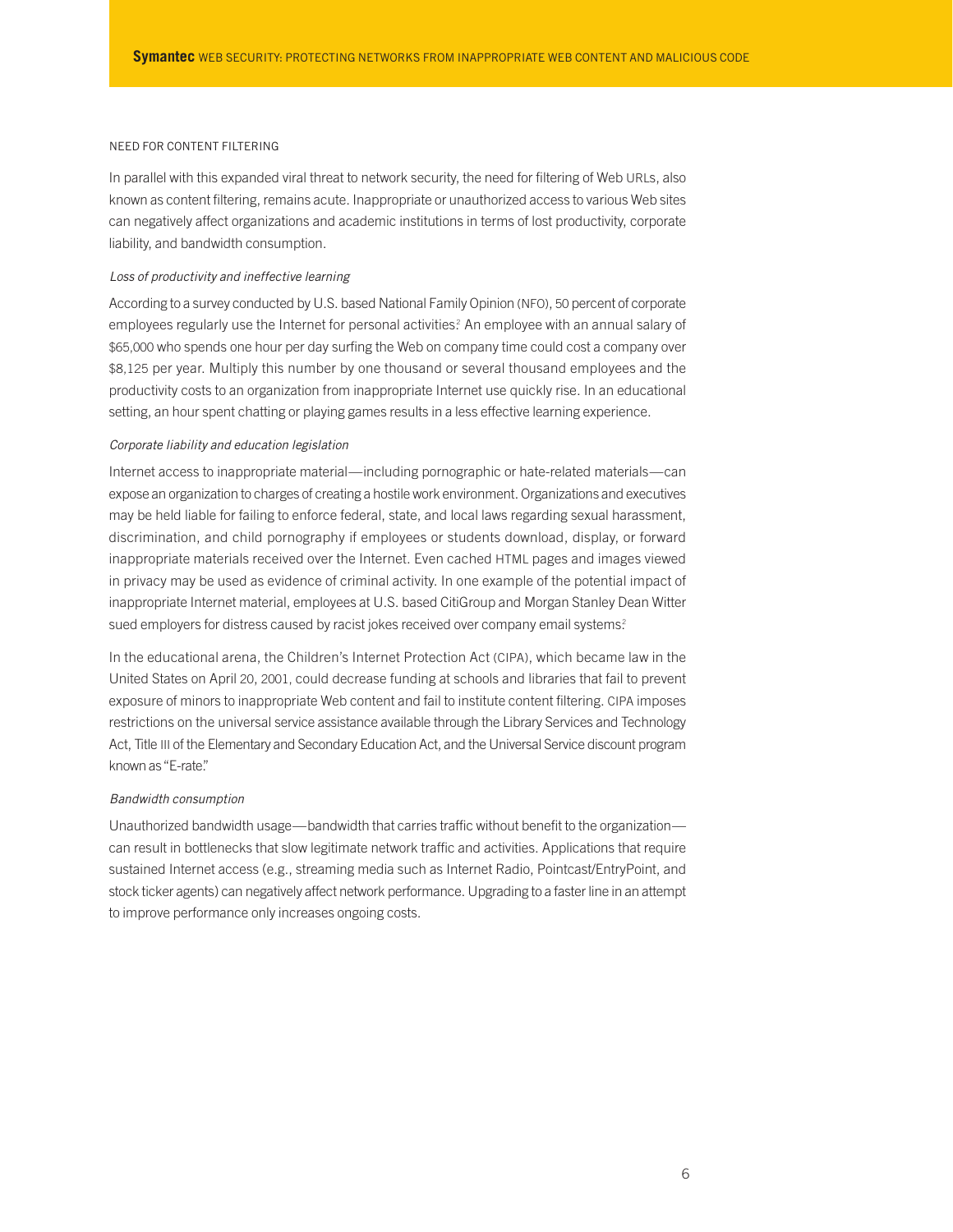## NEED FOR CONTENT FILTERING

In parallel with this expanded viral threat to network security, the need for filtering of Web URLs, also known as content filtering, remains acute. Inappropriate or unauthorized access to various Web sites can negatively affect organizations and academic institutions in terms of lost productivity, corporate liability, and bandwidth consumption.

### *Loss of productivity and ineffective learning*

According to a survey conducted by U.S. based National Family Opinion (NFO), 50 percent of corporate employees regularly use the Internet for personal activities.[2] An employee with an annual salary of $65,000 who spends one hour per day surfing the Web on company time could cost a company over $8,125 per year. Multiply this number by one thousand or several thousand employees and the productivity costs to an organization from inappropriate Internet use quickly rise. In an educational setting, an hour spent chatting or playing games results in a less effective learning experience.

### *Corporate liability and education legislation*

Internet access to inappropriate material—including pornographic or hate-related materials—can expose an organization to charges of creating a hostile work environment. Organizations and executives may be held liable for failing to enforce federal, state, and local laws regarding sexual harassment, discrimination, and child pornography if employees or students download, display, or forward inappropriate materials received over the Internet. Even cached HTML pages and images viewed in privacy may be used as evidence of criminal activity. In one example of the potential impact of inappropriate Internet material, employees at U.S. based CitiGroup and Morgan Stanley Dean Witter sued employers for distress caused by racist jokes received over company email systems.[2]

In the educational arena, the Children's Internet Protection Act (CIPA), which became law in the United States on April 20, 2001, could decrease funding at schools and libraries that fail to prevent exposure of minors to inappropriate Web content and fail to institute content filtering. CIPA imposes restrictions on the universal service assistance available through the Library Services and Technology Act, Title III of the Elementary and Secondary Education Act, and the Universal Service discount program known as "E-rate."

### *Bandwidth consumption*

Unauthorized bandwidth usage—bandwidth that carries traffic without benefit to the organization—can result in bottlenecks that slow legitimate network traffic and activities. Applications that require sustained Internet access (e.g., streaming media such as Internet Radio, Pointcast/EntryPoint, and stock ticker agents) can negatively affect network performance. Upgrading to a faster line in an attempt to improve performance only increases ongoing costs.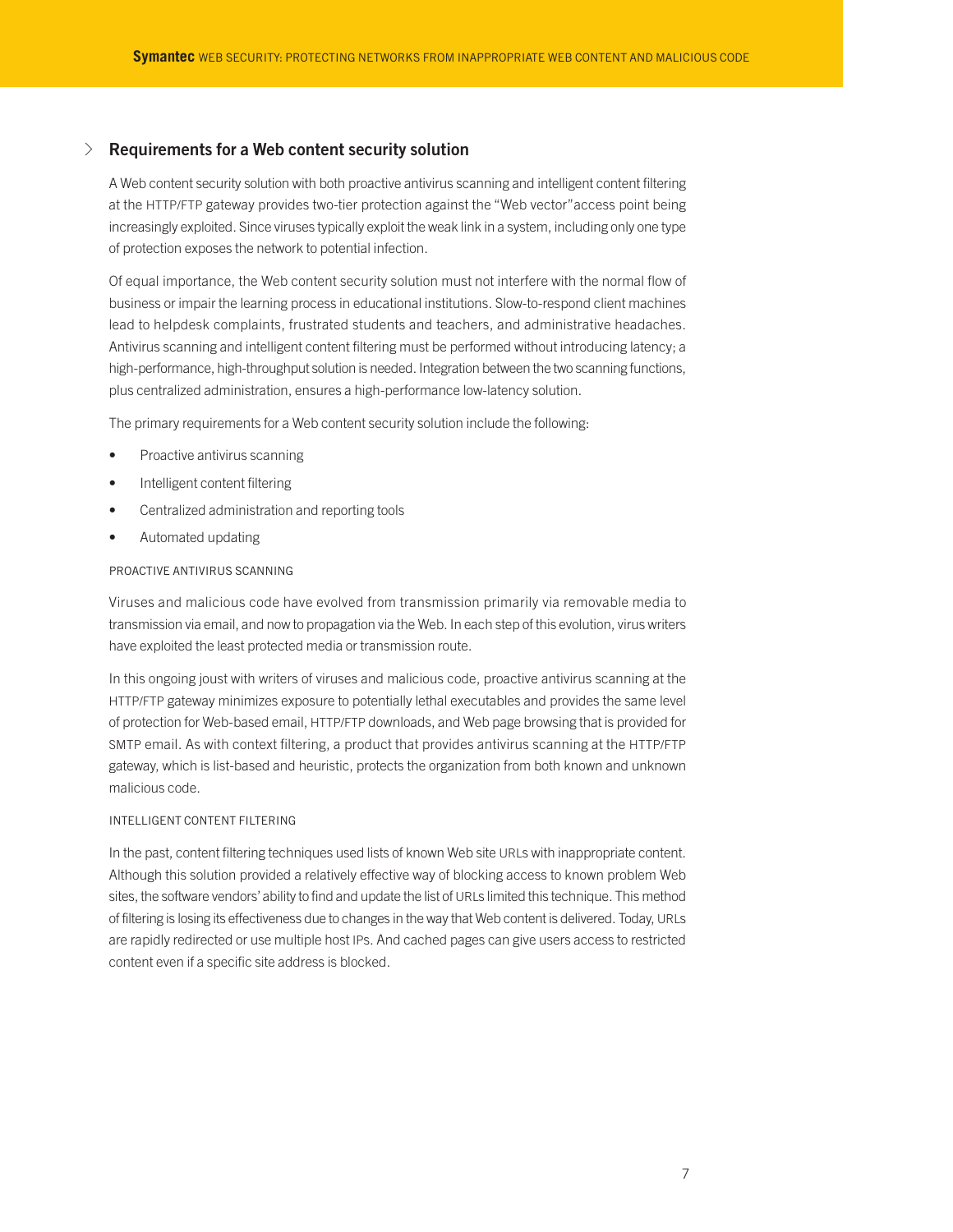## Requirements for a Web content security solution

A Web content security solution with both proactive antivirus scanning and intelligent content filtering at the HTTP/FTP gateway provides two-tier protection against the "Web vector"access point being increasingly exploited. Since viruses typically exploit the weak link in a system, including only one type of protection exposes the network to potential infection.

Of equal importance, the Web content security solution must not interfere with the normal flow of business or impair the learning process in educational institutions. Slow-to-respond client machines lead to helpdesk complaints, frustrated students and teachers, and administrative headaches. Antivirus scanning and intelligent content filtering must be performed without introducing latency; a high-performance, high-throughput solution is needed. Integration between the two scanning functions, plus centralized administration, ensures a high-performance low-latency solution.

The primary requirements for a Web content security solution include the following:

- Proactive antivirus scanning
- Intelligent content filtering
- Centralized administration and reporting tools
- Automated updating

### PROACTIVE ANTIVIRUS SCANNING

Viruses and malicious code have evolved from transmission primarily via removable media to transmission via email, and now to propagation via the Web. In each step of this evolution, virus writers have exploited the least protected media or transmission route.

In this ongoing joust with writers of viruses and malicious code, proactive antivirus scanning at the HTTP/FTP gateway minimizes exposure to potentially lethal executables and provides the same level of protection for Web-based email, HTTP/FTP downloads, and Web page browsing that is provided for SMTP email. As with context filtering, a product that provides antivirus scanning at the HTTP/FTP gateway, which is list-based and heuristic, protects the organization from both known and unknown malicious code.

### INTELLIGENT CONTENT FILTERING

In the past, content filtering techniques used lists of known Web site URLs with inappropriate content. Although this solution provided a relatively effective way of blocking access to known problem Web sites, the software vendors' ability to find and update the list of URLs limited this technique. This method of filtering is losing its effectiveness due to changes in the way that Web content is delivered. Today, URLs are rapidly redirected or use multiple host IPs. And cached pages can give users access to restricted content even if a specific site address is blocked.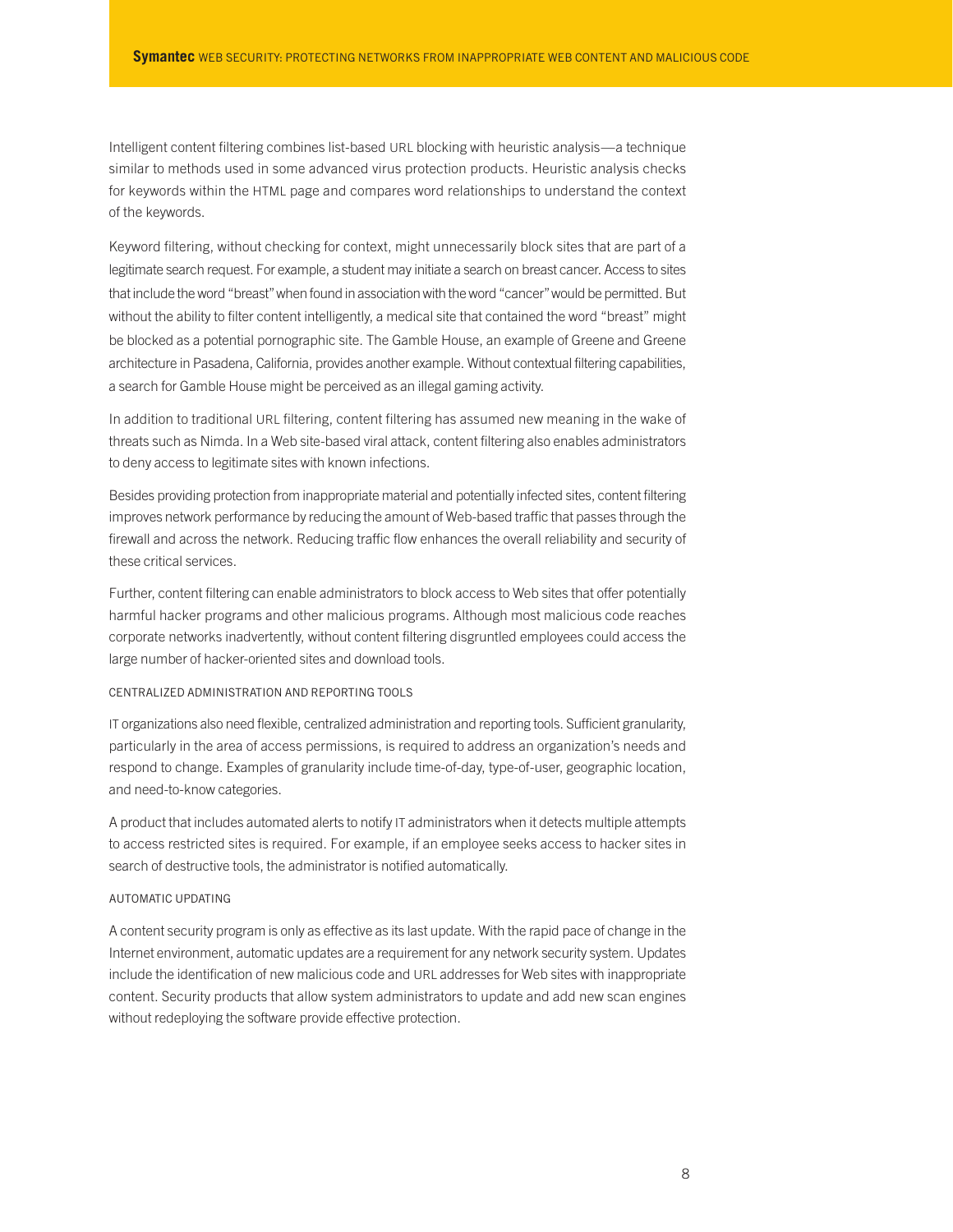Intelligent content filtering combines list-based URL blocking with heuristic analysis—a technique similar to methods used in some advanced virus protection products. Heuristic analysis checks for keywords within the HTML page and compares word relationships to understand the context of the keywords.

Keyword filtering, without checking for context, might unnecessarily block sites that are part of a legitimate search request. For example, a student may initiate a search on breast cancer. Access to sites that include the word "breast" when found in association with the word "cancer" would be permitted. But without the ability to filter content intelligently, a medical site that contained the word "breast" might be blocked as a potential pornographic site. The Gamble House, an example of Greene and Greene architecture in Pasadena, California, provides another example. Without contextual filtering capabilities, a search for Gamble House might be perceived as an illegal gaming activity.

In addition to traditional URL filtering, content filtering has assumed new meaning in the wake of threats such as Nimda. In a Web site-based viral attack, content filtering also enables administrators to deny access to legitimate sites with known infections.

Besides providing protection from inappropriate material and potentially infected sites, content filtering improves network performance by reducing the amount of Web-based traffic that passes through the firewall and across the network. Reducing traffic flow enhances the overall reliability and security of these critical services.

Further, content filtering can enable administrators to block access to Web sites that offer potentially harmful hacker programs and other malicious programs. Although most malicious code reaches corporate networks inadvertently, without content filtering disgruntled employees could access the large number of hacker-oriented sites and download tools.

### CENTRALIZED ADMINISTRATION AND REPORTING TOOLS

IT organizations also need flexible, centralized administration and reporting tools. Sufficient granularity, particularly in the area of access permissions, is required to address an organization's needs and respond to change. Examples of granularity include time-of-day, type-of-user, geographic location, and need-to-know categories.

A product that includes automated alerts to notify IT administrators when it detects multiple attempts to access restricted sites is required. For example, if an employee seeks access to hacker sites in search of destructive tools, the administrator is notified automatically.

### AUTOMATIC UPDATING

A content security program is only as effective as its last update. With the rapid pace of change in the Internet environment, automatic updates are a requirement for any network security system. Updates include the identification of new malicious code and URL addresses for Web sites with inappropriate content. Security products that allow system administrators to update and add new scan engines without redeploying the software provide effective protection.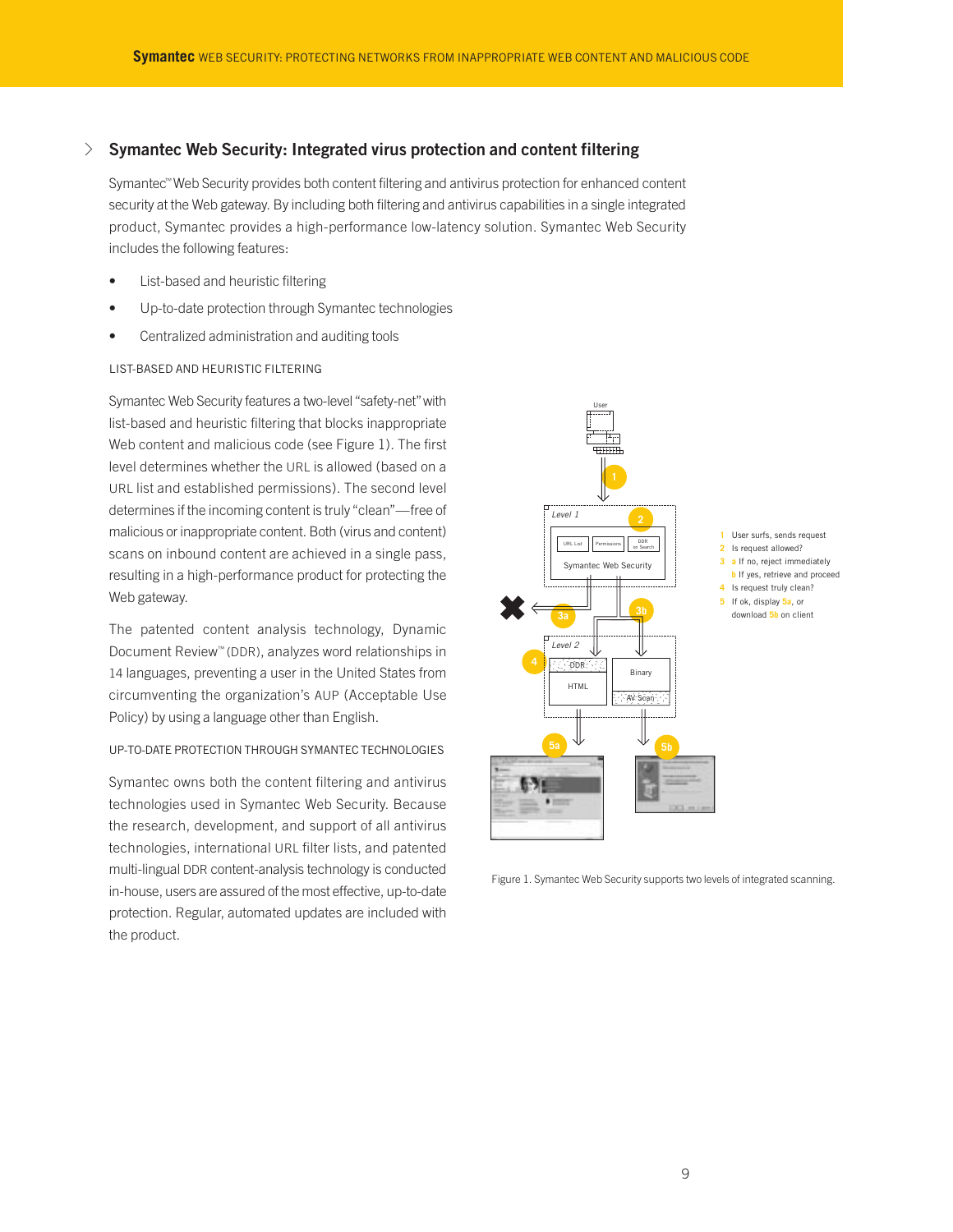## Symantec Web Security: Integrated virus protection and content filtering

Symantec™ Web Security provides both content filtering and antivirus protection for enhanced content security at the Web gateway. By including both filtering and antivirus capabilities in a single integrated product, Symantec provides a high-performance low-latency solution. Symantec Web Security includes the following features:

- List-based and heuristic filtering
- Up-to-date protection through Symantec technologies
- Centralized administration and auditing tools

### LIST-BASED AND HEURISTIC FILTERING

Symantec Web Security features a two-level "safety-net" with list-based and heuristic filtering that blocks inappropriate Web content and malicious code (see Figure 1). The first level determines whether the URL is allowed (based on a URL list and established permissions). The second level determines if the incoming content is truly "clean"—free of malicious or inappropriate content. Both (virus and content) scans on inbound content are achieved in a single pass, resulting in a high-performance product for protecting the Web gateway.

The patented content analysis technology, Dynamic Document Review™ (DDR), analyzes word relationships in 14 languages, preventing a user in the United States from circumventing the organization's AUP (Acceptable Use Policy) by using a language other than English.

### UP-TO-DATE PROTECTION THROUGH SYMANTEC TECHNOLOGIES

Symantec owns both the content filtering and antivirus technologies used in Symantec Web Security. Because the research, development, and support of all antivirus technologies, international URL filter lists, and patented multi-lingual DDR content-analysis technology is conducted in-house, users are assured of the most effective, up-to-date protection. Regular, automated updates are included with the product.

1 User surfs, sends request
2 Is request allowed?
3 a If no, reject immediately
b If yes, retrieve and proceed
4 Is request truly clean?
5 If ok, display 5a, or download 5b on client

Figure 1. Symantec Web Security supports two levels of integrated scanning.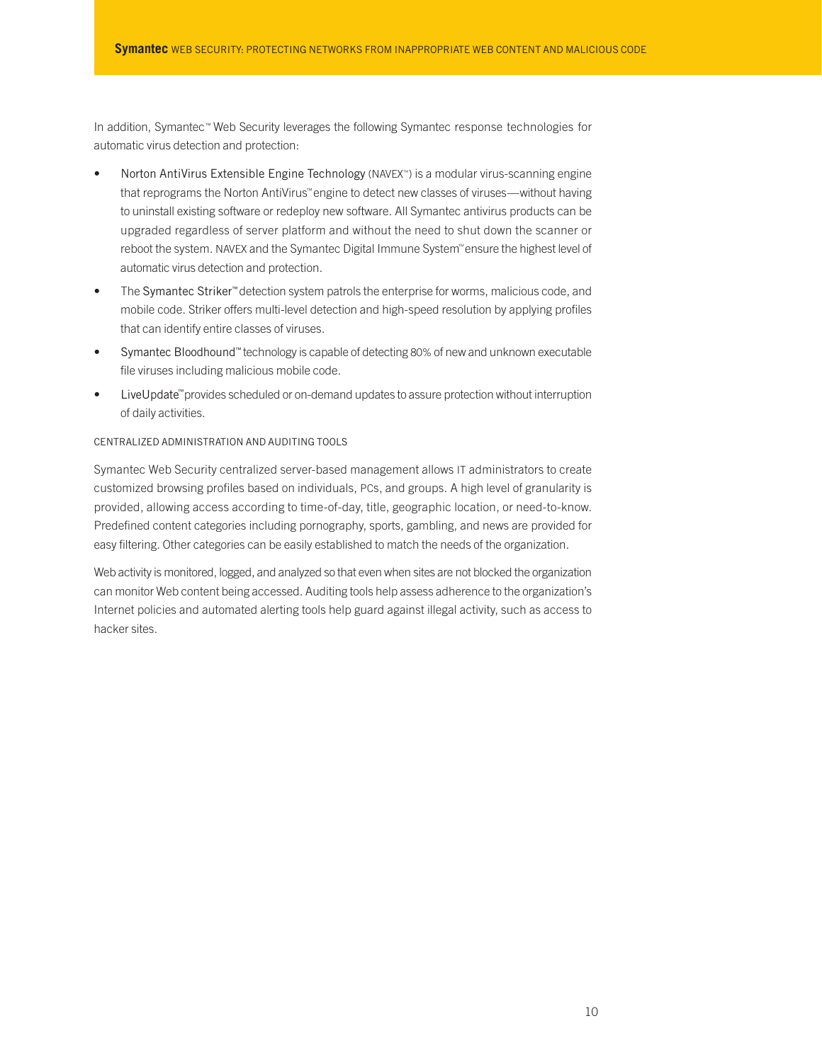In addition, Symantec™ Web Security leverages the following Symantec response technologies for automatic virus detection and protection:

- Norton AntiVirus Extensible Engine Technology (NAVEX™) is a modular virus-scanning engine that reprograms the Norton AntiVirus™ engine to detect new classes of viruses—without having to uninstall existing software or redeploy new software. All Symantec antivirus products can be upgraded regardless of server platform and without the need to shut down the scanner or reboot the system. NAVEX and the Symantec Digital Immune System™ ensure the highest level of automatic virus detection and protection.
- The Symantec Striker™ detection system patrols the enterprise for worms, malicious code, and mobile code. Striker offers multi-level detection and high-speed resolution by applying profiles that can identify entire classes of viruses.
- Symantec Bloodhound™ technology is capable of detecting 80% of new and unknown executable file viruses including malicious mobile code.
- LiveUpdate™ provides scheduled or on-demand updates to assure protection without interruption of daily activities.

### CENTRALIZED ADMINISTRATION AND AUDITING TOOLS

Symantec Web Security centralized server-based management allows IT administrators to create customized browsing profiles based on individuals, PCs, and groups. A high level of granularity is provided, allowing access according to time-of-day, title, geographic location, or need-to-know. Predefined content categories including pornography, sports, gambling, and news are provided for easy filtering. Other categories can be easily established to match the needs of the organization.

Web activity is monitored, logged, and analyzed so that even when sites are not blocked the organization can monitor Web content being accessed. Auditing tools help assess adherence to the organization's Internet policies and automated alerting tools help guard against illegal activity, such as access to hacker sites.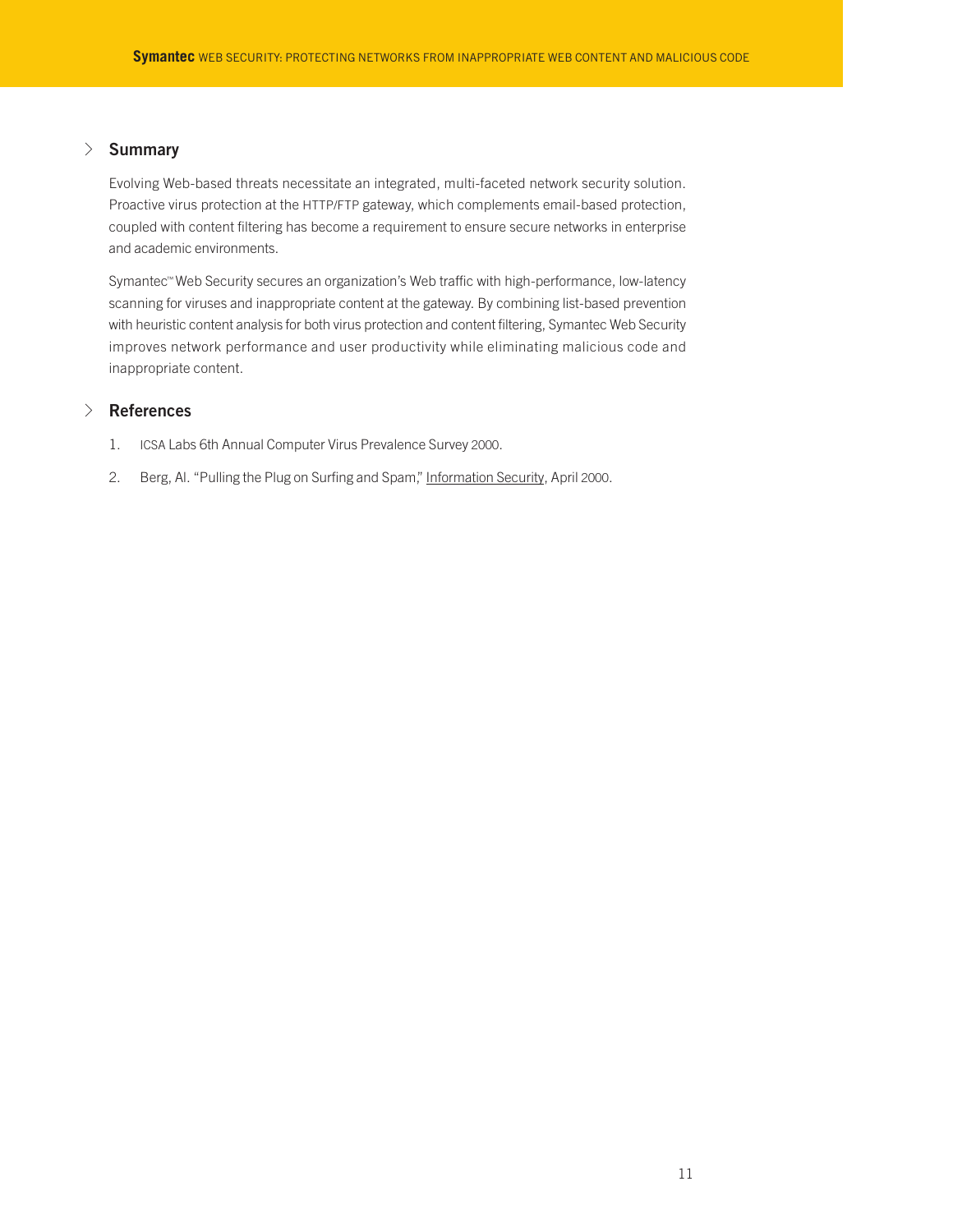## Summary

Evolving Web-based threats necessitate an integrated, multi-faceted network security solution. Proactive virus protection at the HTTP/FTP gateway, which complements email-based protection, coupled with content filtering has become a requirement to ensure secure networks in enterprise and academic environments.

Symantec™ Web Security secures an organization's Web traffic with high-performance, low-latency scanning for viruses and inappropriate content at the gateway. By combining list-based prevention with heuristic content analysis for both virus protection and content filtering, Symantec Web Security improves network performance and user productivity while eliminating malicious code and inappropriate content.

## References

1. ICSA Labs 6th Annual Computer Virus Prevalence Survey 2000.
2. Berg, Al. "Pulling the Plug on Surfing and Spam," Information Security, April 2000.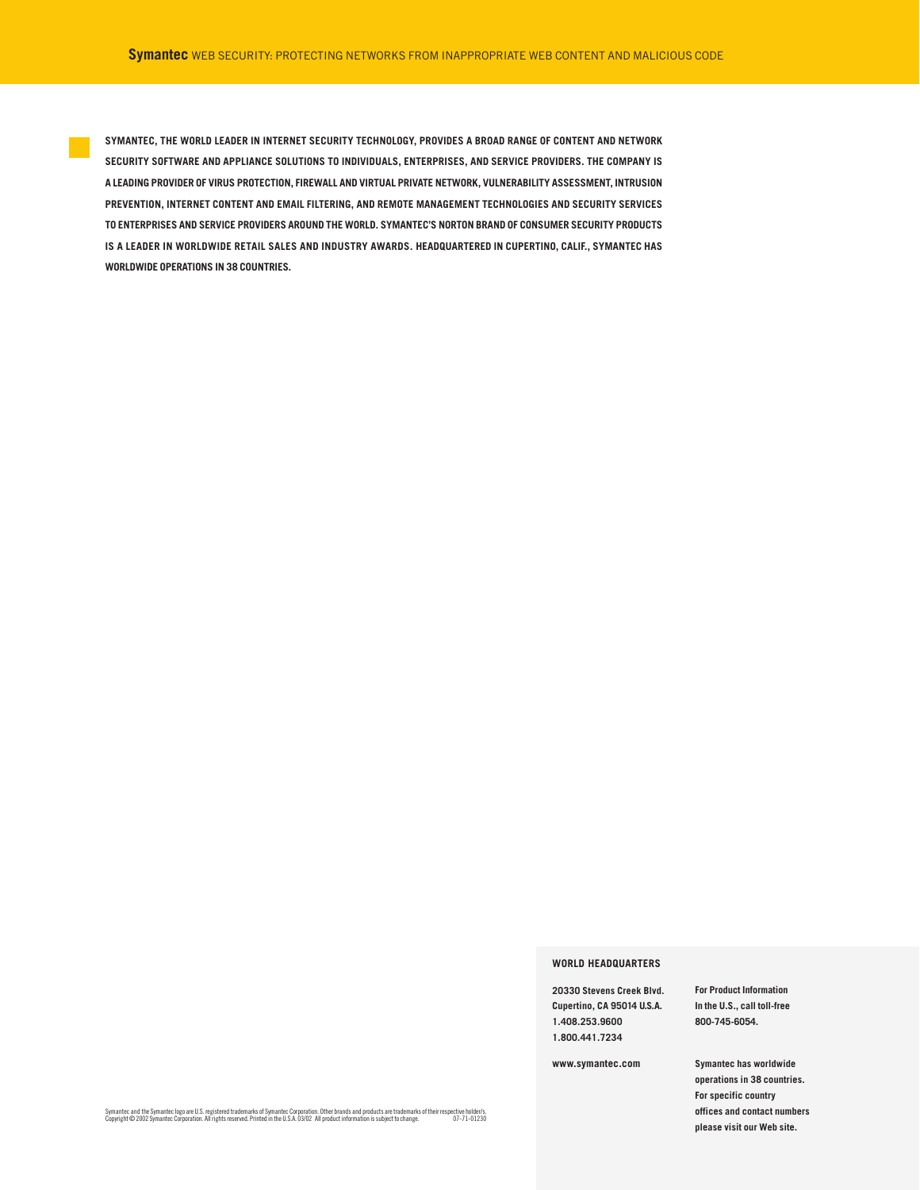SYMANTEC, THE WORLD LEADER IN INTERNET SECURITY TECHNOLOGY, PROVIDES A BROAD RANGE OF CONTENT AND NETWORK SECURITY SOFTWARE AND APPLIANCE SOLUTIONS TO INDIVIDUALS, ENTERPRISES, AND SERVICE PROVIDERS. THE COMPANY IS A LEADING PROVIDER OF VIRUS PROTECTION, FIREWALL AND VIRTUAL PRIVATE NETWORK, VULNERABILITY ASSESSMENT, INTRUSION PREVENTION, INTERNET CONTENT AND EMAIL FILTERING, AND REMOTE MANAGEMENT TECHNOLOGIES AND SECURITY SERVICES TO ENTERPRISES AND SERVICE PROVIDERS AROUND THE WORLD. SYMANTEC'S NORTON BRAND OF CONSUMER SECURITY PRODUCTS IS A LEADER IN WORLDWIDE RETAIL SALES AND INDUSTRY AWARDS. HEADQUARTERED IN CUPERTINO, CALIF., SYMANTEC HAS WORLDWIDE OPERATIONS IN 38 COUNTRIES.

**WORLD HEADQUARTERS**

**20330 Stevens Creek Blvd.**
**Cupertino, CA 95014 U.S.A.**
**1.408.253.9600**
**1.800.441.7234**

**www.symantec.com**

**For Product Information**
**In the U.S., call toll-free**
**800-745-6054.**

**Symantec has worldwide operations in 38 countries. For specific country offices and contact numbers please visit our Web site.**

Symantec and the Symantec logo are U.S. registered trademarks of Symantec Corporation. Other brands and products are trademarks of their respective holder/s.
Copyright © 2002 Symantec Corporation. All rights reserved. Printed in the U.S.A. 03/02 All product information is subject to change. 07-71-01230